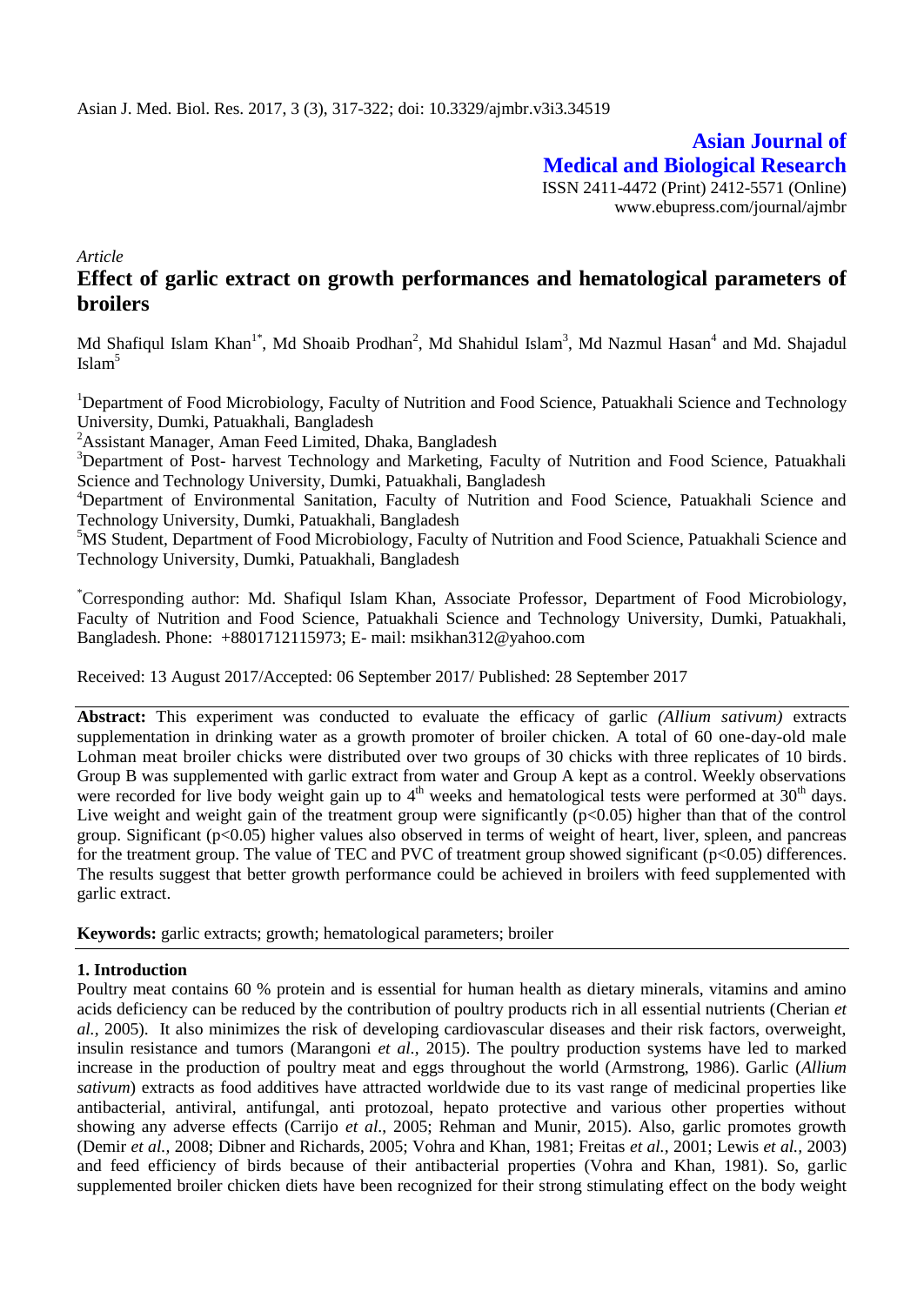Asian J. Med. Biol. Res. 2017, 3 (3), 317-322; doi: 10.3329/ajmbr.v3i3.34519

**Asian Journal of Medical and Biological Research**

ISSN 2411-4472 (Print) 2412-5571 (Online)
www.ebupress.com/journal/ajmbr

*Article*

# Effect of garlic extract on growth performances and hematological parameters of broilers

Md Shafiqul Islam Khan[1*], Md Shoaib Prodhan[2], Md Shahidul Islam[3], Md Nazmul Hasan[4] and Md. Shajadul Islam[5]

[1]Department of Food Microbiology, Faculty of Nutrition and Food Science, Patuakhali Science and Technology University, Dumki, Patuakhali, Bangladesh

[2]Assistant Manager, Aman Feed Limited, Dhaka, Bangladesh

[3]Department of Post- harvest Technology and Marketing, Faculty of Nutrition and Food Science, Patuakhali Science and Technology University, Dumki, Patuakhali, Bangladesh

[4]Department of Environmental Sanitation, Faculty of Nutrition and Food Science, Patuakhali Science and Technology University, Dumki, Patuakhali, Bangladesh

[5]MS Student, Department of Food Microbiology, Faculty of Nutrition and Food Science, Patuakhali Science and Technology University, Dumki, Patuakhali, Bangladesh

[*]Corresponding author: Md. Shafiqul Islam Khan, Associate Professor, Department of Food Microbiology, Faculty of Nutrition and Food Science, Patuakhali Science and Technology University, Dumki, Patuakhali, Bangladesh. Phone: +8801712115973; E- mail: msikhan312@yahoo.com

Received: 13 August 2017/Accepted: 06 September 2017/ Published: 28 September 2017

**Abstract:** This experiment was conducted to evaluate the efficacy of garlic *(Allium sativum)* extracts supplementation in drinking water as a growth promoter of broiler chicken. A total of 60 one-day-old male Lohman meat broiler chicks were distributed over two groups of 30 chicks with three replicates of 10 birds. Group B was supplemented with garlic extract from water and Group A kept as a control. Weekly observations were recorded for live body weight gain up to 4th weeks and hematological tests were performed at 30th days. Live weight and weight gain of the treatment group were significantly ($p<0.05$) higher than that of the control group. Significant ($p<0.05$) higher values also observed in terms of weight of heart, liver, spleen, and pancreas for the treatment group. The value of TEC and PVC of treatment group showed significant ($p<0.05$) differences. The results suggest that better growth performance could be achieved in broilers with feed supplemented with garlic extract.

**Keywords:** garlic extracts; growth; hematological parameters; broiler

## 1. Introduction

Poultry meat contains 60 % protein and is essential for human health as dietary minerals, vitamins and amino acids deficiency can be reduced by the contribution of poultry products rich in all essential nutrients (Cherian *et al.,* 2005). It also minimizes the risk of developing cardiovascular diseases and their risk factors, overweight, insulin resistance and tumors (Marangoni *et al.,* 2015). The poultry production systems have led to marked increase in the production of poultry meat and eggs throughout the world (Armstrong, 1986). Garlic (*Allium sativum*) extracts as food additives have attracted worldwide due to its vast range of medicinal properties like antibacterial, antiviral, antifungal, anti protozoal, hepato protective and various other properties without showing any adverse effects (Carrijo *et al*., 2005; Rehman and Munir, 2015). Also, garlic promotes growth (Demir *et al.,* 2008; Dibner and Richards, 2005; Vohra and Khan, 1981; Freitas *et al.,* 2001; Lewis *et al.,* 2003) and feed efficiency of birds because of their antibacterial properties (Vohra and Khan, 1981). So, garlic supplemented broiler chicken diets have been recognized for their strong stimulating effect on the body weight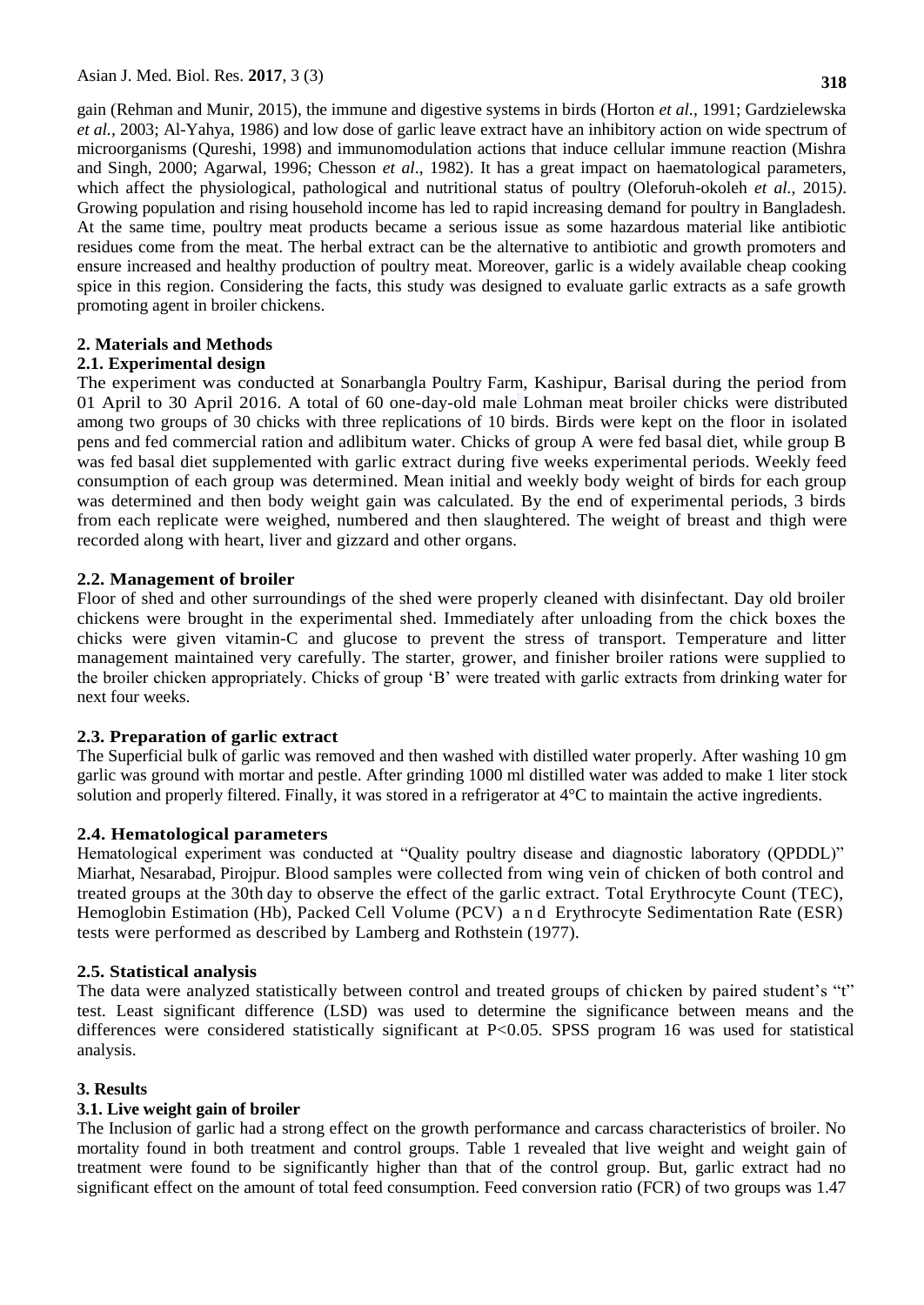gain (Rehman and Munir, 2015), the immune and digestive systems in birds (Horton *et al.,* 1991; Gardzielewska *et al.,* 2003; Al-Yahya, 1986) and low dose of garlic leave extract have an inhibitory action on wide spectrum of microorganisms (Qureshi, 1998) and immunomodulation actions that induce cellular immune reaction (Mishra and Singh, 2000; Agarwal, 1996; Chesson *et al*., 1982). It has a great impact on haematological parameters, which affect the physiological, pathological and nutritional status of poultry (Oleforuh-okoleh *et al.,* 2015). Growing population and rising household income has led to rapid increasing demand for poultry in Bangladesh. At the same time, poultry meat products became a serious issue as some hazardous material like antibiotic residues come from the meat. The herbal extract can be the alternative to antibiotic and growth promoters and ensure increased and healthy production of poultry meat. Moreover, garlic is a widely available cheap cooking spice in this region. Considering the facts, this study was designed to evaluate garlic extracts as a safe growth promoting agent in broiler chickens.

## 2. Materials and Methods

### 2.1. Experimental design

The experiment was conducted at Sonarbangla Poultry Farm, Kashipur, Barisal during the period from 01 April to 30 April 2016. A total of 60 one-day-old male Lohman meat broiler chicks were distributed among two groups of 30 chicks with three replications of 10 birds. Birds were kept on the floor in isolated pens and fed commercial ration and adlibitum water. Chicks of group A were fed basal diet, while group B was fed basal diet supplemented with garlic extract during five weeks experimental periods. Weekly feed consumption of each group was determined. Mean initial and weekly body weight of birds for each group was determined and then body weight gain was calculated. By the end of experimental periods, 3 birds from each replicate were weighed, numbered and then slaughtered. The weight of breast and thigh were recorded along with heart, liver and gizzard and other organs.

### 2.2. Management of broiler

Floor of shed and other surroundings of the shed were properly cleaned with disinfectant. Day old broiler chickens were brought in the experimental shed. Immediately after unloading from the chick boxes the chicks were given vitamin-C and glucose to prevent the stress of transport. Temperature and litter management maintained very carefully. The starter, grower, and finisher broiler rations were supplied to the broiler chicken appropriately. Chicks of group 'B' were treated with garlic extracts from drinking water for next four weeks.

### 2.3. Preparation of garlic extract

The Superficial bulk of garlic was removed and then washed with distilled water properly. After washing 10 gm garlic was ground with mortar and pestle. After grinding 1000 ml distilled water was added to make 1 liter stock solution and properly filtered. Finally, it was stored in a refrigerator at 4°C to maintain the active ingredients.

### 2.4. Hematological parameters

Hematological experiment was conducted at "Quality poultry disease and diagnostic laboratory (QPDDL)" Miarhat, Nesarabad, Pirojpur. Blood samples were collected from wing vein of chicken of both control and treated groups at the 30th day to observe the effect of the garlic extract. Total Erythrocyte Count (TEC), Hemoglobin Estimation (Hb), Packed Cell Volume (PCV) and Erythrocyte Sedimentation Rate (ESR) tests were performed as described by Lamberg and Rothstein (1977).

### 2.5. Statistical analysis

The data were analyzed statistically between control and treated groups of chicken by paired student's "t" test. Least significant difference (LSD) was used to determine the significance between means and the differences were considered statistically significant at $P<0.05$. SPSS program 16 was used for statistical analysis.

## 3. Results

### 3.1. Live weight gain of broiler

The Inclusion of garlic had a strong effect on the growth performance and carcass characteristics of broiler. No mortality found in both treatment and control groups. Table 1 revealed that live weight and weight gain of treatment were found to be significantly higher than that of the control group. But, garlic extract had no significant effect on the amount of total feed consumption. Feed conversion ratio (FCR) of two groups was 1.47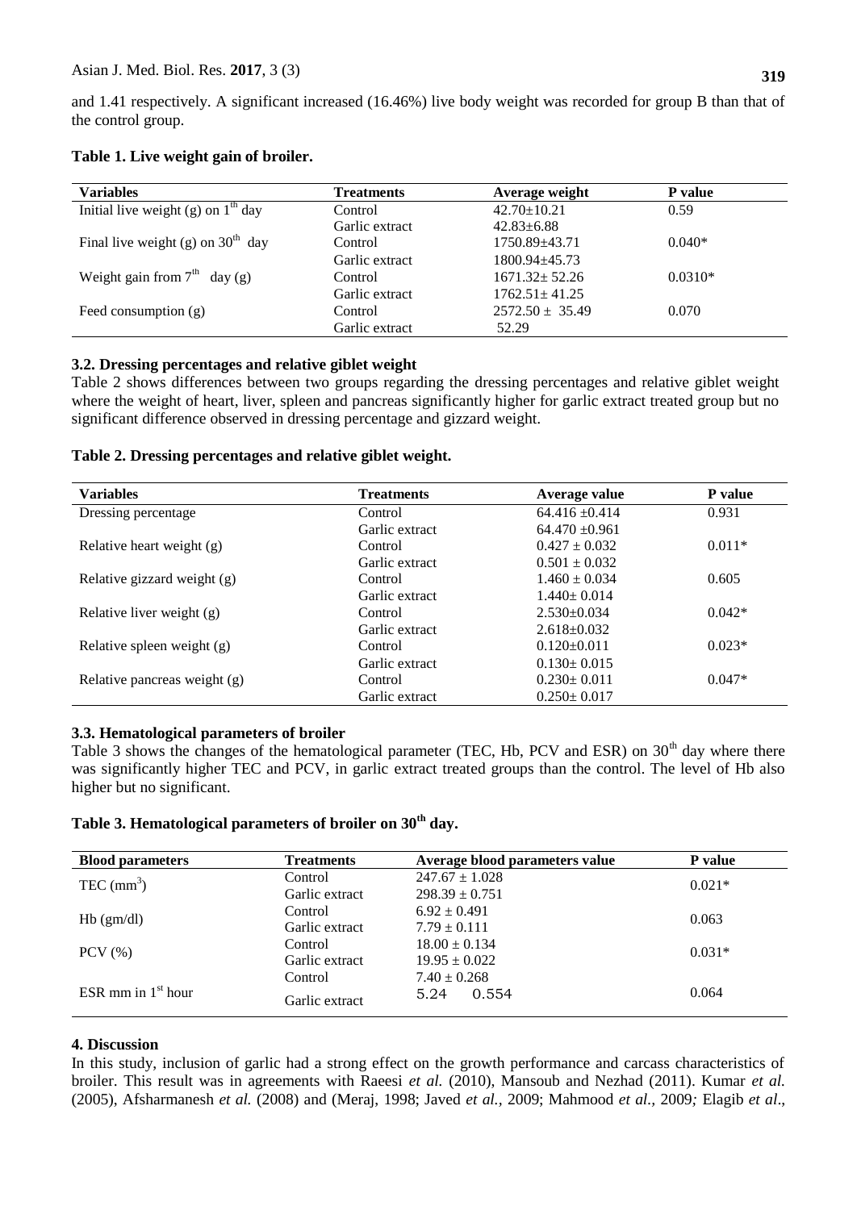and 1.41 respectively. A significant increased (16.46%) live body weight was recorded for group B than that of the control group.

**Table 1. Live weight gain of broiler.**

| Variables | Treatments | Average weight | P value |
|---|---|---|---|
| Initial live weight (g) on 1[th] day | Control | 42.70±10.21 | 0.59 |
| | Garlic extract | 42.83±6.88 | |
| Final live weight (g) on 30[th] day | Control | 1750.89±43.71 | 0.040* |
| | Garlic extract | 1800.94±45.73 | |
| Weight gain from 7[th] day (g) | Control | 1671.32± 52.26 | 0.0310* |
| | Garlic extract | 1762.51± 41.25 | |
| Feed consumption (g) | Control | 2572.50 ± 35.49 | 0.070 |
| | Garlic extract | 52.29 | |

### 3.2. Dressing percentages and relative giblet weight

Table 2 shows differences between two groups regarding the dressing percentages and relative giblet weight where the weight of heart, liver, spleen and pancreas significantly higher for garlic extract treated group but no significant difference observed in dressing percentage and gizzard weight.

**Table 2. Dressing percentages and relative giblet weight.**

| Variables | Treatments | Average value | P value |
|---|---|---|---|
| Dressing percentage | Control | 64.416 ±0.414 | 0.931 |
| | Garlic extract | 64.470 ±0.961 | |
| Relative heart weight (g) | Control | 0.427 ± 0.032 | 0.011* |
| | Garlic extract | 0.501 ± 0.032 | |
| Relative gizzard weight (g) | Control | 1.460 ± 0.034 | 0.605 |
| | Garlic extract | 1.440± 0.014 | |
| Relative liver weight (g) | Control | 2.530±0.034 | 0.042* |
| | Garlic extract | 2.618±0.032 | |
| Relative spleen weight (g) | Control | 0.120±0.011 | 0.023* |
| | Garlic extract | 0.130± 0.015 | |
| Relative pancreas weight (g) | Control | 0.230± 0.011 | 0.047* |
| | Garlic extract | 0.250± 0.017 | |

### 3.3. Hematological parameters of broiler

Table 3 shows the changes of the hematological parameter (TEC, Hb, PCV and ESR) on 30[th] day where there was significantly higher TEC and PCV, in garlic extract treated groups than the control. The level of Hb also higher but no significant.

**Table 3. Hematological parameters of broiler on 30[th] day.**

| Blood parameters | Treatments | Average blood parameters value | P value |
|---|---|---|---|
| TEC ($mm^3$) | Control | 247.67 ± 1.028 | 0.021* |
| | Garlic extract | 298.39 ± 0.751 | |
| Hb (gm/dl) | Control | 6.92 ± 0.491 | 0.063 |
| | Garlic extract | 7.79 ± 0.111 | |
| PCV (%) | Control | 18.00 ± 0.134 | 0.031* |
| | Garlic extract | 19.95 ± 0.022 | |
| ESR mm in 1[st] hour | Control | 7.40 ± 0.268 | 0.064 |
| | Garlic extract | 5.24 0.554 | |

## 4. Discussion

In this study, inclusion of garlic had a strong effect on the growth performance and carcass characteristics of broiler. This result was in agreements with Raeesi *et al.* (2010), Mansoub and Nezhad (2011). Kumar *et al.* (2005), Afsharmanesh *et al.* (2008) and (Meraj, 1998; Javed *et al.*, 2009; Mahmood *et al.*, 2009*;* Elagib *et al*.,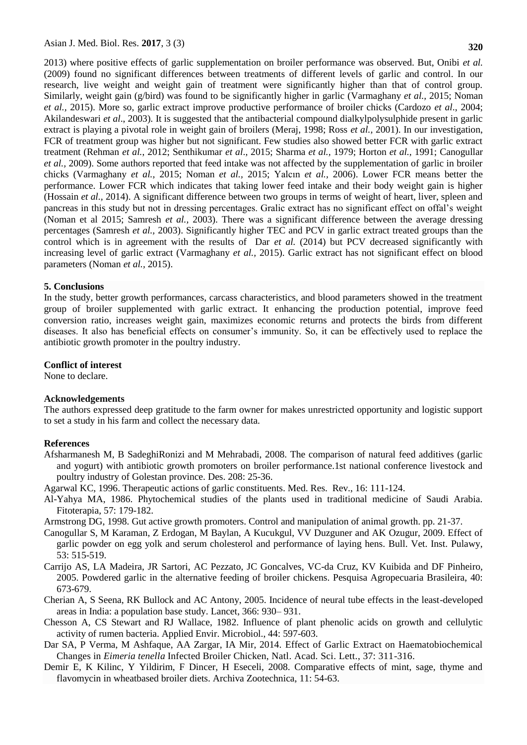2013) where positive effects of garlic supplementation on broiler performance was observed. But, Onibi *et al.* (2009) found no significant differences between treatments of different levels of garlic and control. In our research, live weight and weight gain of treatment were significantly higher than that of control group. Similarly, weight gain (g/bird) was found to be significantly higher in garlic (Varmaghany *et al.,* 2015; Noman *et al.,* 2015). More so, garlic extract improve productive performance of broiler chicks (Cardozo *et al*., 2004; Akilandeswari *et al*., 2003). It is suggested that the antibacterial compound dialkylpolysulphide present in garlic extract is playing a pivotal role in weight gain of broilers (Meraj, 1998; Ross *et al.,* 2001). In our investigation, FCR of treatment group was higher but not significant. Few studies also showed better FCR with garlic extract treatment (Rehman *et al.*, 2012; Senthikumar *et al*., 2015; Sharma *et al.,* 1979; Horton *et al.,* 1991; Canogullar *et al.,* 2009). Some authors reported that feed intake was not affected by the supplementation of garlic in broiler chicks (Varmaghany *et al.,* 2015; Noman *et al.,* 2015; Yalcın *et al.,* 2006). Lower FCR means better the performance. Lower FCR which indicates that taking lower feed intake and their body weight gain is higher (Hossain *et al.,* 2014). A significant difference between two groups in terms of weight of heart, liver, spleen and pancreas in this study but not in dressing percentages. Gralic extract has no significant effect on offal's weight (Noman et al 2015; Samresh *et al.,* 2003). There was a significant difference between the average dressing percentages (Samresh *et al.,* 2003). Significantly higher TEC and PCV in garlic extract treated groups than the control which is in agreement with the results of Dar *et al.* (2014) but PCV decreased significantly with increasing level of garlic extract (Varmaghany *et al.,* 2015). Garlic extract has not significant effect on blood parameters (Noman *et al.,* 2015).

## 5. Conclusions

In the study, better growth performances, carcass characteristics, and blood parameters showed in the treatment group of broiler supplemented with garlic extract. It enhancing the production potential, improve feed conversion ratio, increases weight gain, maximizes economic returns and protects the birds from different diseases. It also has beneficial effects on consumer's immunity. So, it can be effectively used to replace the antibiotic growth promoter in the poultry industry.

## Conflict of interest

None to declare.

## Acknowledgements

The authors expressed deep gratitude to the farm owner for makes unrestricted opportunity and logistic support to set a study in his farm and collect the necessary data.

## References

Afsharmanesh M, B SadeghiRonizi and M Mehrabadi, 2008. The comparison of natural feed additives (garlic and yogurt) with antibiotic growth promoters on broiler performance.1st national conference livestock and poultry industry of Golestan province. Des. 208: 25-36.

Agarwal KC, 1996. Therapeutic actions of garlic constituents. Med. Res. Rev., 16: 111-124.

Al-Yahya MA, 1986. Phytochemical studies of the plants used in traditional medicine of Saudi Arabia. Fitoterapia, 57: 179-182.

Armstrong DG, 1998. Gut active growth promoters. Control and manipulation of animal growth. pp. 21-37.

Canogullar S, M Karaman, Z Erdogan, M Baylan, A Kucukgul, VV Duzguner and AK Ozugur, 2009. Effect of garlic powder on egg yolk and serum cholesterol and performance of laying hens. Bull. Vet. Inst. Pulawy, 53: 515-519.

Carrijo AS, LA Madeira, JR Sartori, AC Pezzato, JC Goncalves, VC-da Cruz, KV Kuibida and DF Pinheiro, 2005. Powdered garlic in the alternative feeding of broiler chickens. Pesquisa Agropecuaria Brasileira, 40: 673-679.

Cherian A, S Seena, RK Bullock and AC Antony, 2005. Incidence of neural tube effects in the least-developed areas in India: a population base study. Lancet, 366: 930– 931.

Chesson A, CS Stewart and RJ Wallace, 1982. Influence of plant phenolic acids on growth and cellulytic activity of rumen bacteria. Applied Envir. Microbiol., 44: 597-603.

Dar SA, P Verma, M Ashfaque, AA Zargar, IA Mir, 2014. Effect of Garlic Extract on Haematobiochemical Changes in *Eimeria tenella* Infected Broiler Chicken, Natl. Acad. Sci. Lett., 37: 311-316.

Demir E, K Kilinc, Y Yildirim, F Dincer, H Eseceli, 2008. Comparative effects of mint, sage, thyme and flavomycin in wheatbased broiler diets. Archiva Zootechnica, 11: 54-63.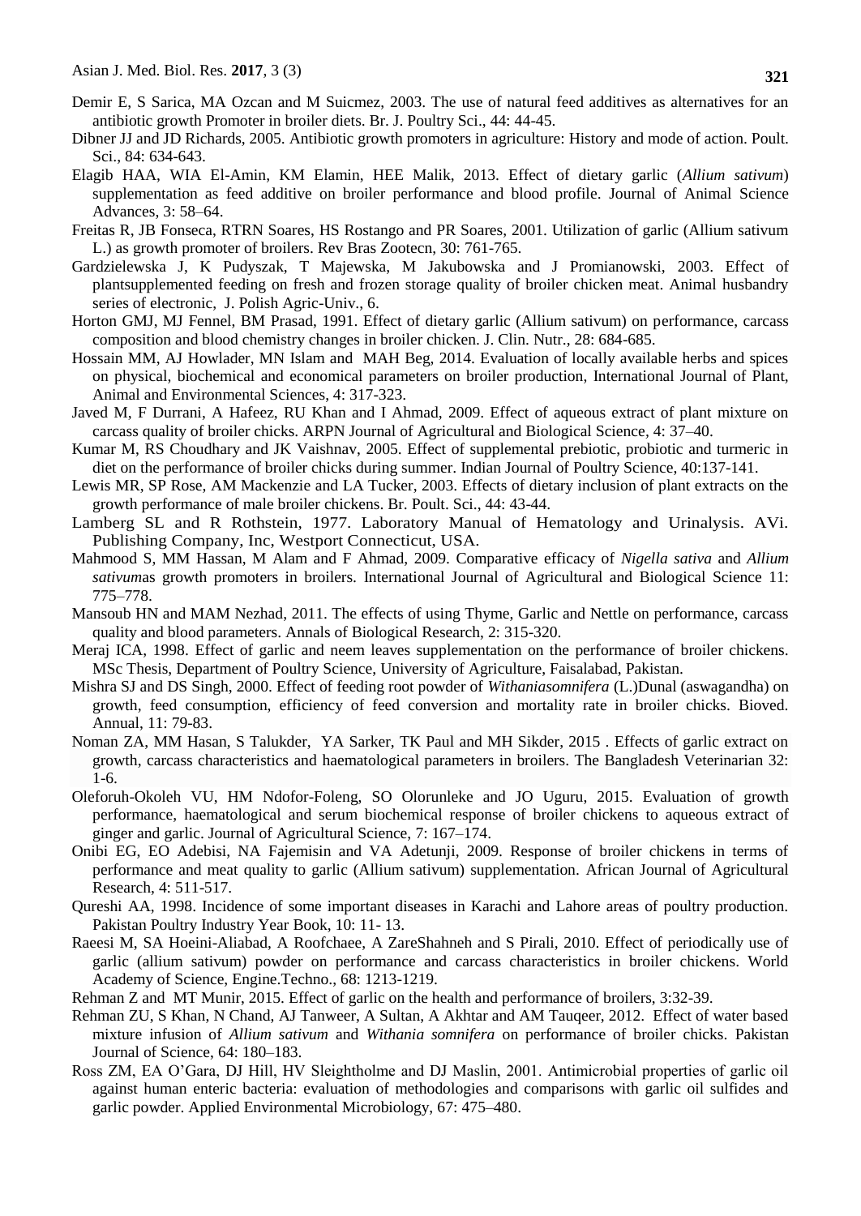Demir E, S Sarica, MA Ozcan and M Suicmez, 2003. The use of natural feed additives as alternatives for an antibiotic growth Promoter in broiler diets. Br. J. Poultry Sci., 44: 44-45.

Dibner JJ and JD Richards, 2005. Antibiotic growth promoters in agriculture: History and mode of action. Poult. Sci., 84: 634-643.

Elagib HAA, WIA El-Amin, KM Elamin, HEE Malik, 2013. Effect of dietary garlic (*Allium sativum*) supplementation as feed additive on broiler performance and blood profile. Journal of Animal Science Advances, 3: 58–64.

Freitas R, JB Fonseca, RTRN Soares, HS Rostango and PR Soares, 2001. Utilization of garlic (Allium sativum L.) as growth promoter of broilers. Rev Bras Zootecn, 30: 761-765.

Gardzielewska J, K Pudyszak, T Majewska, M Jakubowska and J Promianowski, 2003. Effect of plantsupplemented feeding on fresh and frozen storage quality of broiler chicken meat. Animal husbandry series of electronic, J. Polish Agric-Univ., 6.

Horton GMJ, MJ Fennel, BM Prasad, 1991. Effect of dietary garlic (Allium sativum) on performance, carcass composition and blood chemistry changes in broiler chicken. J. Clin. Nutr., 28: 684-685.

Hossain MM, AJ Howlader, MN Islam and MAH Beg, 2014. Evaluation of locally available herbs and spices on physical, biochemical and economical parameters on broiler production, International Journal of Plant, Animal and Environmental Sciences, 4: 317-323.

Javed M, F Durrani, A Hafeez, RU Khan and I Ahmad, 2009. Effect of aqueous extract of plant mixture on carcass quality of broiler chicks. ARPN Journal of Agricultural and Biological Science, 4: 37–40.

Kumar M, RS Choudhary and JK Vaishnav, 2005. Effect of supplemental prebiotic, probiotic and turmeric in diet on the performance of broiler chicks during summer. Indian Journal of Poultry Science, 40:137-141.

Lewis MR, SP Rose, AM Mackenzie and LA Tucker, 2003. Effects of dietary inclusion of plant extracts on the growth performance of male broiler chickens. Br. Poult. Sci., 44: 43-44.

Lamberg SL and R Rothstein, 1977. Laboratory Manual of Hematology and Urinalysis. AVi. Publishing Company, Inc, Westport Connecticut, USA.

Mahmood S, MM Hassan, M Alam and F Ahmad, 2009. Comparative efficacy of *Nigella sativa* and *Allium sativum*as growth promoters in broilers. International Journal of Agricultural and Biological Science 11: 775–778.

Mansoub HN and MAM Nezhad, 2011. The effects of using Thyme, Garlic and Nettle on performance, carcass quality and blood parameters. Annals of Biological Research, 2: 315-320.

Meraj ICA, 1998. Effect of garlic and neem leaves supplementation on the performance of broiler chickens. MSc Thesis, Department of Poultry Science, University of Agriculture, Faisalabad, Pakistan.

Mishra SJ and DS Singh, 2000. Effect of feeding root powder of *Withaniasomnifera* (L.)Dunal (aswagandha) on growth, feed consumption, efficiency of feed conversion and mortality rate in broiler chicks. Bioved. Annual, 11: 79-83.

Noman ZA, MM Hasan, S Talukder, YA Sarker, TK Paul and MH Sikder, 2015 . Effects of garlic extract on growth, carcass characteristics and haematological parameters in broilers. The Bangladesh Veterinarian 32: 1-6.

Oleforuh-Okoleh VU, HM Ndofor-Foleng, SO Olorunleke and JO Uguru, 2015. Evaluation of growth performance, haematological and serum biochemical response of broiler chickens to aqueous extract of ginger and garlic. Journal of Agricultural Science, 7: 167–174.

Onibi EG, EO Adebisi, NA Fajemisin and VA Adetunji, 2009. Response of broiler chickens in terms of performance and meat quality to garlic (Allium sativum) supplementation. African Journal of Agricultural Research, 4: 511-517.

Qureshi AA, 1998. Incidence of some important diseases in Karachi and Lahore areas of poultry production. Pakistan Poultry Industry Year Book, 10: 11- 13.

Raeesi M, SA Hoeini-Aliabad, A Roofchaee, A ZareShahneh and S Pirali, 2010. Effect of periodically use of garlic (allium sativum) powder on performance and carcass characteristics in broiler chickens. World Academy of Science, Engine.Techno., 68: 1213-1219.

Rehman Z and MT Munir, 2015. Effect of garlic on the health and performance of broilers, 3:32-39.

Rehman ZU, S Khan, N Chand, AJ Tanweer, A Sultan, A Akhtar and AM Tauqeer, 2012. Effect of water based mixture infusion of *Allium sativum* and *Withania somnifera* on performance of broiler chicks. Pakistan Journal of Science, 64: 180–183.

Ross ZM, EA O'Gara, DJ Hill, HV Sleightholme and DJ Maslin, 2001. Antimicrobial properties of garlic oil against human enteric bacteria: evaluation of methodologies and comparisons with garlic oil sulfides and garlic powder. Applied Environmental Microbiology, 67: 475–480.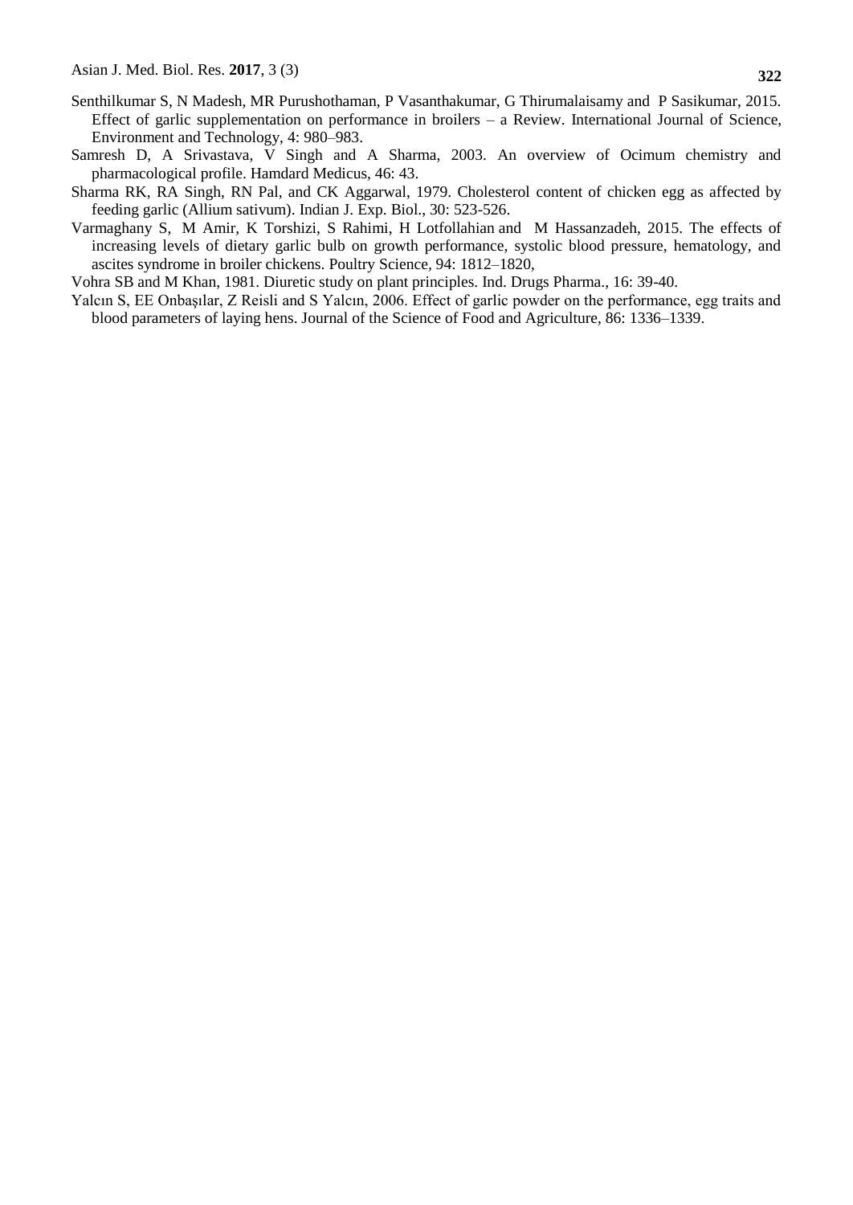Senthilkumar S, N Madesh, MR Purushothaman, P Vasanthakumar, G Thirumalaisamy and P Sasikumar, 2015. Effect of garlic supplementation on performance in broilers – a Review. International Journal of Science, Environment and Technology, 4: 980–983.

Samresh D, A Srivastava, V Singh and A Sharma, 2003. An overview of Ocimum chemistry and pharmacological profile. Hamdard Medicus, 46: 43.

Sharma RK, RA Singh, RN Pal, and CK Aggarwal, 1979. Cholesterol content of chicken egg as affected by feeding garlic (Allium sativum). Indian J. Exp. Biol., 30: 523-526.

Varmaghany S, M Amir, K Torshizi, S Rahimi, H Lotfollahian and M Hassanzadeh, 2015. The effects of increasing levels of dietary garlic bulb on growth performance, systolic blood pressure, hematology, and ascites syndrome in broiler chickens. Poultry Science, 94: 1812–1820,

Vohra SB and M Khan, 1981. Diuretic study on plant principles. Ind. Drugs Pharma., 16: 39-40.

Yalcın S, EE Onbaşılar, Z Reisli and S Yalcın, 2006. Effect of garlic powder on the performance, egg traits and blood parameters of laying hens. Journal of the Science of Food and Agriculture, 86: 1336–1339.